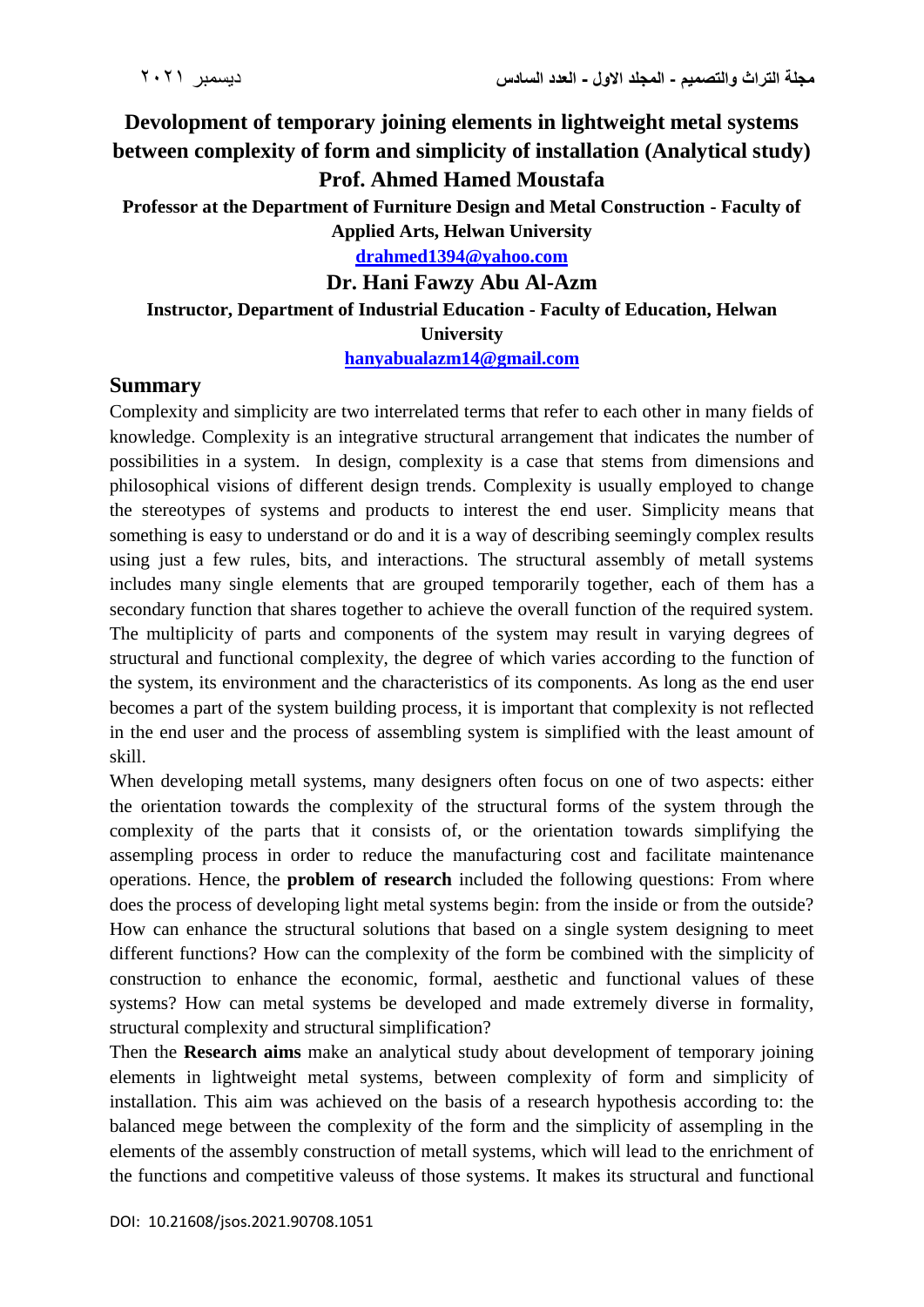# Devolopment of temporary joining elements in lightweight metal systems between complexity of form and simplicity of installation (Analytical study)

**Prof. Ahmed Hamed Moustafa**

**Professor at the Department of Furniture Design and Metal Construction - Faculty of Applied Arts, Helwan University**

**drahmed1394@yahoo.com**

**Dr. Hani Fawzy Abu Al-Azm**

**Instructor, Department of Industrial Education - Faculty of Education, Helwan University**

**hanyabualazm14@gmail.com**

## Summary

Complexity and simplicity are two interrelated terms that refer to each other in many fields of knowledge. Complexity is an integrative structural arrangement that indicates the number of possibilities in a system. In design, complexity is a case that stems from dimensions and philosophical visions of different design trends. Complexity is usually employed to change the stereotypes of systems and products to interest the end user. Simplicity means that something is easy to understand or do and it is a way of describing seemingly complex results using just a few rules, bits, and interactions. The structural assembly of metall systems includes many single elements that are grouped temporarily together, each of them has a secondary function that shares together to achieve the overall function of the required system. The multiplicity of parts and components of the system may result in varying degrees of structural and functional complexity, the degree of which varies according to the function of the system, its environment and the characteristics of its components. As long as the end user becomes a part of the system building process, it is important that complexity is not reflected in the end user and the process of assembling system is simplified with the least amount of skill.

When developing metall systems, many designers often focus on one of two aspects: either the orientation towards the complexity of the structural forms of the system through the complexity of the parts that it consists of, or the orientation towards simplifying the assempling process in order to reduce the manufacturing cost and facilitate maintenance operations. Hence, the **problem of research** included the following questions: From where does the process of developing light metal systems begin: from the inside or from the outside? How can enhance the structural solutions that based on a single system designing to meet different functions? How can the complexity of the form be combined with the simplicity of construction to enhance the economic, formal, aesthetic and functional values of these systems? How can metal systems be developed and made extremely diverse in formality, structural complexity and structural simplification?

Then the **Research aims** make an analytical study about development of temporary joining elements in lightweight metal systems, between complexity of form and simplicity of installation. This aim was achieved on the basis of a research hypothesis according to: the balanced mege between the complexity of the form and the simplicity of assempling in the elements of the assembly construction of metall systems, which will lead to the enrichment of the functions and competitive valeuss of those systems. It makes its structural and functional

DOI: 10.21608/jsos.2021.90708.1051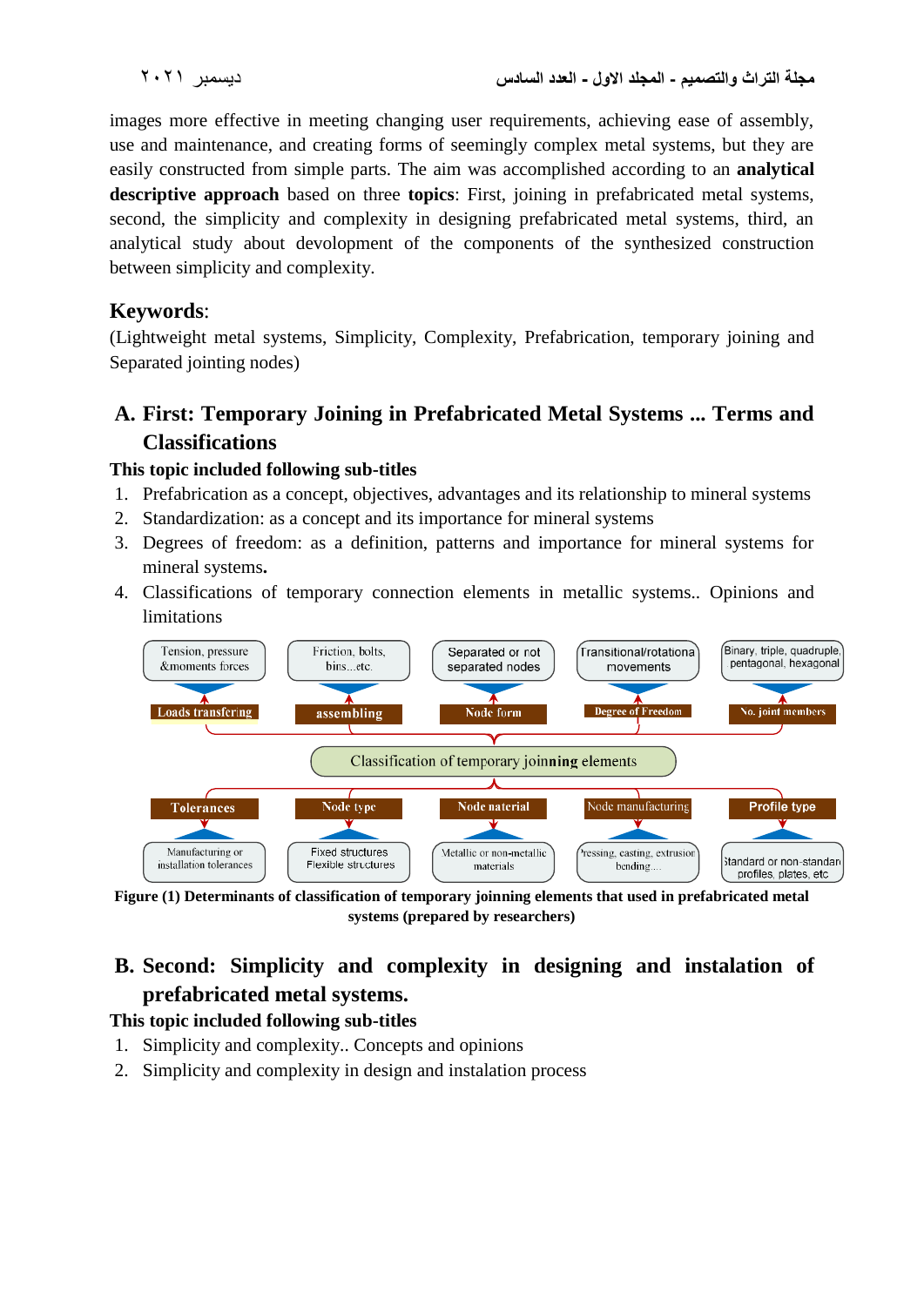images more effective in meeting changing user requirements, achieving ease of assembly, use and maintenance, and creating forms of seemingly complex metal systems, but they are easily constructed from simple parts. The aim was accomplished according to an **analytical descriptive approach** based on three **topics**: First, joining in prefabricated metal systems, second, the simplicity and complexity in designing prefabricated metal systems, third, an analytical study about devolopment of the components of the synthesized construction between simplicity and complexity.

## Keywords:

(Lightweight metal systems, Simplicity, Complexity, Prefabrication, temporary joining and Separated jointing nodes)

## A. First: Temporary Joining in Prefabricated Metal Systems ... Terms and Classifications

**This topic included following sub-titles**

1. Prefabrication as a concept, objectives, advantages and its relationship to mineral systems
2. Standardization: as a concept and its importance for mineral systems
3. Degrees of freedom: as a definition, patterns and importance for mineral systems for mineral systems**.**
4. Classifications of temporary connection elements in metallic systems.. Opinions and limitations

Tension, pressure &moments forces | Friction, bolts, bins...etc. | Separated or not separated nodes | Transitional/rotational movements | Binary, triple, quadruple, pentagonal, hexagonal

Loads transfering | assembling | Node form | Degree of Freedom | No. joint members

Classification of temporary joinning elements

Tolerances | Node type | Node naterial | Node manufacturing | Profile type

Manufacturing or installation tolerances | Fixed structures Flexible structures | Metallic or non-metallic materials | Pressing, casting, extrusion bending ... | Standard or non-standard profiles, plates, etc

**Figure (1) Determinants of classification of temporary joinning elements that used in prefabricated metal systems (prepared by researchers)**

## B. Second: Simplicity and complexity in designing and instalation of prefabricated metal systems.

**This topic included following sub-titles**

1. Simplicity and complexity.. Concepts and opinions
2. Simplicity and complexity in design and instalation process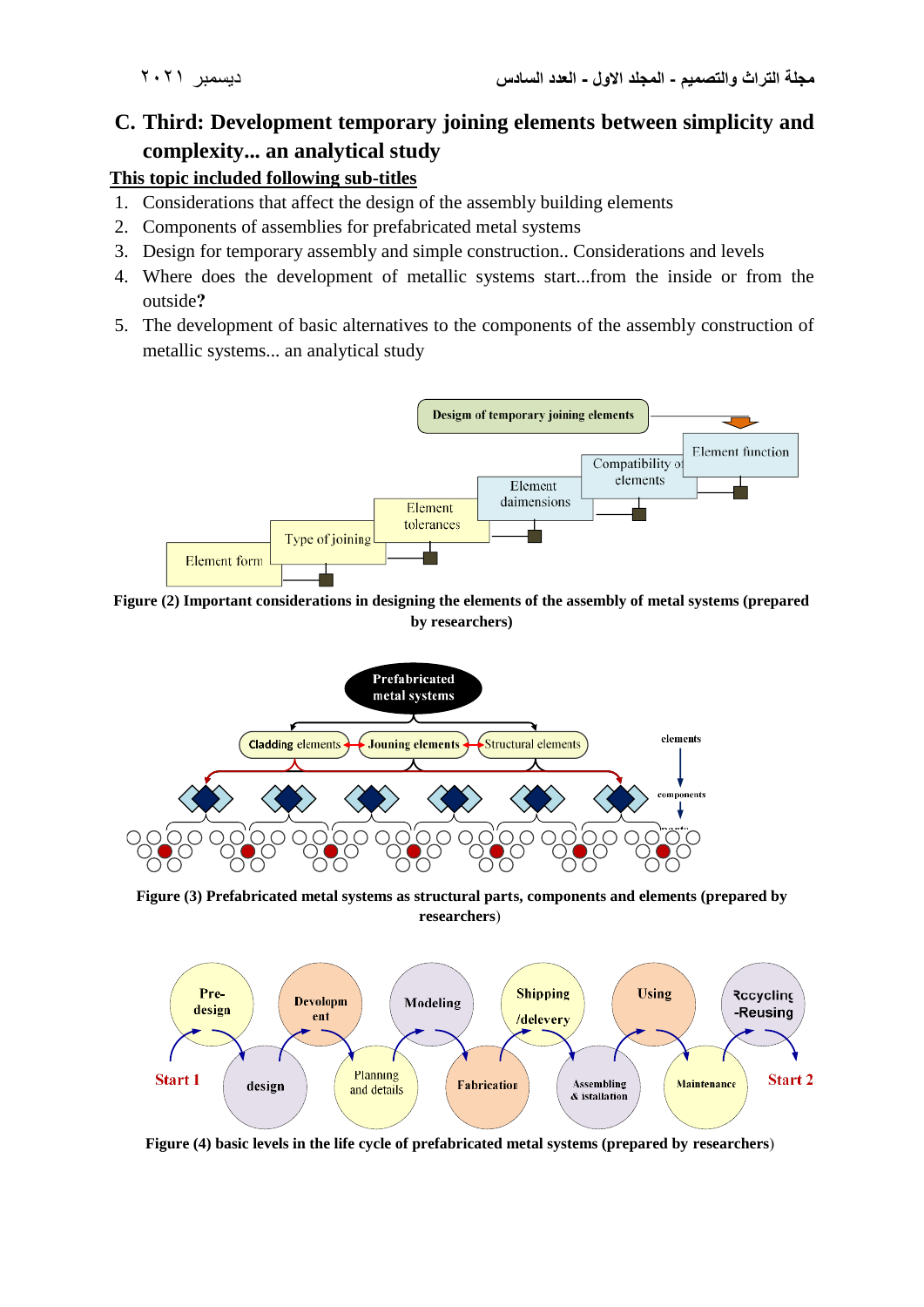## C. Third: Development temporary joining elements between simplicity and complexity... an analytical study

**This topic included following sub-titles**

1. Considerations that affect the design of the assembly building elements
2. Components of assemblies for prefabricated metal systems
3. Design for temporary assembly and simple construction.. Considerations and levels
4. Where does the development of metallic systems start...from the inside or from the outside**?**
5. The development of basic alternatives to the components of the assembly construction of metallic systems... an analytical study

Design of temporary joining elements

Element function

Compatibility of elements

Element daimensions

Element tolerances

Type of joining

Element form

**Figure (2) Important considerations in designing the elements of the assembly of metal systems (prepared by researchers)**

Prefabricated metal systems

Cladding elements | Jouning elements | Structural elements

elements

components

parts

**Figure (3) Prefabricated metal systems as structural parts, components and elements (prepared by researchers)**

Pre-design | design | Devolopment | Planning and details | Modeling | Fabrication | Shipping /delevery | Assembling & istallation | Using | Maintenance | Recycling -Reusing

Start 1 | Start 2

**Figure (4) basic levels in the life cycle of prefabricated metal systems (prepared by researchers)**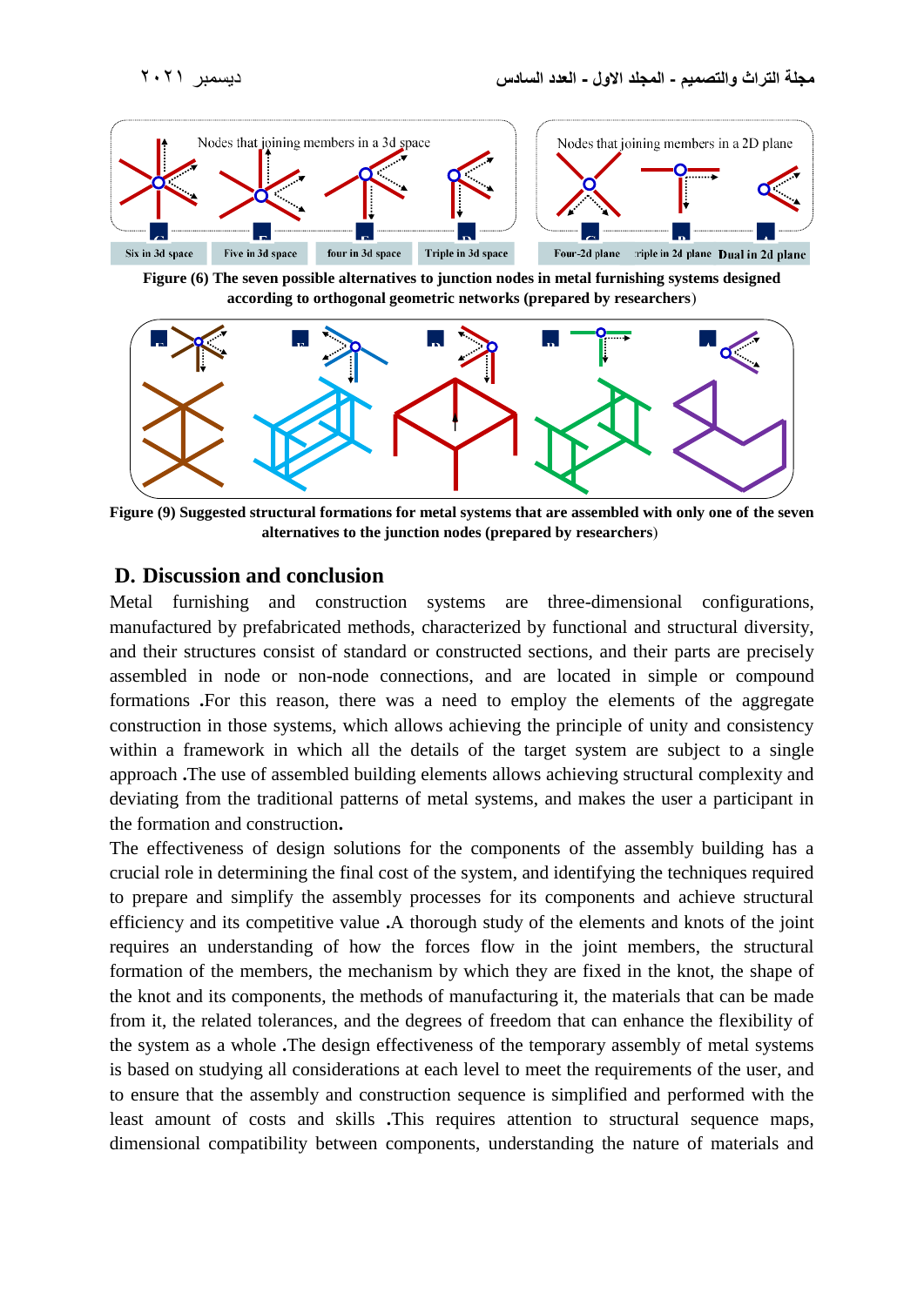Figure (6) The seven possible alternatives to junction nodes in metal furnishing systems designed according to orthogonal geometric networks (prepared by researchers)

Figure (9) Suggested structural formations for metal systems that are assembled with only one of the seven alternatives to the junction nodes (prepared by researchers)

## D. Discussion and conclusion

Metal furnishing and construction systems are three-dimensional configurations, manufactured by prefabricated methods, characterized by functional and structural diversity, and their structures consist of standard or constructed sections, and their parts are precisely assembled in node or non-node connections, and are located in simple or compound formations .For this reason, there was a need to employ the elements of the aggregate construction in those systems, which allows achieving the principle of unity and consistency within a framework in which all the details of the target system are subject to a single approach .The use of assembled building elements allows achieving structural complexity and deviating from the traditional patterns of metal systems, and makes the user a participant in the formation and construction**.**

The effectiveness of design solutions for the components of the assembly building has a crucial role in determining the final cost of the system, and identifying the techniques required to prepare and simplify the assembly processes for its components and achieve structural efficiency and its competitive value .A thorough study of the elements and knots of the joint requires an understanding of how the forces flow in the joint members, the structural formation of the members, the mechanism by which they are fixed in the knot, the shape of the knot and its components, the methods of manufacturing it, the materials that can be made from it, the related tolerances, and the degrees of freedom that can enhance the flexibility of the system as a whole .The design effectiveness of the temporary assembly of metal systems is based on studying all considerations at each level to meet the requirements of the user, and to ensure that the assembly and construction sequence is simplified and performed with the least amount of costs and skills .This requires attention to structural sequence maps, dimensional compatibility between components, understanding the nature of materials and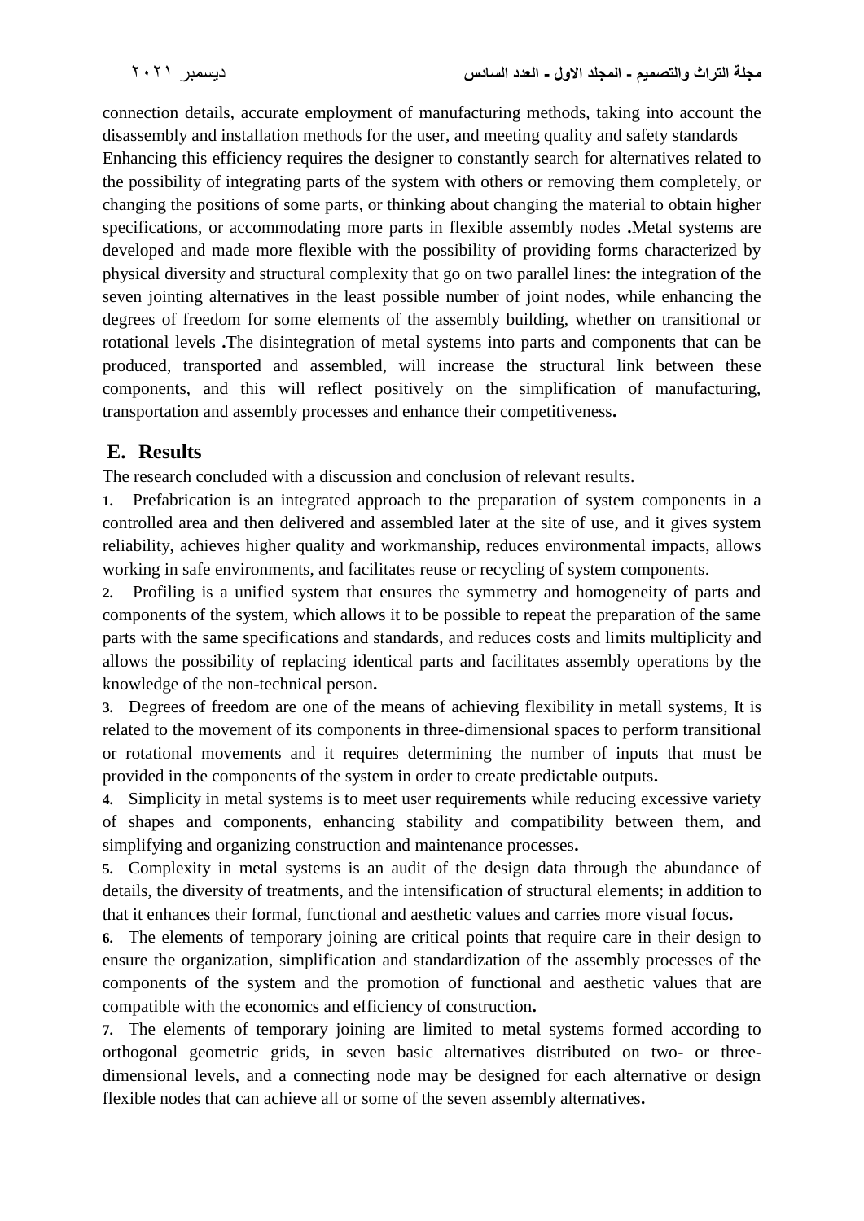connection details, accurate employment of manufacturing methods, taking into account the disassembly and installation methods for the user, and meeting quality and safety standards Enhancing this efficiency requires the designer to constantly search for alternatives related to the possibility of integrating parts of the system with others or removing them completely, or changing the positions of some parts, or thinking about changing the material to obtain higher specifications, or accommodating more parts in flexible assembly nodes **.**Metal systems are developed and made more flexible with the possibility of providing forms characterized by physical diversity and structural complexity that go on two parallel lines: the integration of the seven jointing alternatives in the least possible number of joint nodes, while enhancing the degrees of freedom for some elements of the assembly building, whether on transitional or rotational levels **.**The disintegration of metal systems into parts and components that can be produced, transported and assembled, will increase the structural link between these components, and this will reflect positively on the simplification of manufacturing, transportation and assembly processes and enhance their competitiveness**.**

## E. Results

The research concluded with a discussion and conclusion of relevant results.

**1.** Prefabrication is an integrated approach to the preparation of system components in a controlled area and then delivered and assembled later at the site of use, and it gives system reliability, achieves higher quality and workmanship, reduces environmental impacts, allows working in safe environments, and facilitates reuse or recycling of system components.

**2.** Profiling is a unified system that ensures the symmetry and homogeneity of parts and components of the system, which allows it to be possible to repeat the preparation of the same parts with the same specifications and standards, and reduces costs and limits multiplicity and allows the possibility of replacing identical parts and facilitates assembly operations by the knowledge of the non-technical person**.**

**3.** Degrees of freedom are one of the means of achieving flexibility in metall systems, It is related to the movement of its components in three-dimensional spaces to perform transitional or rotational movements and it requires determining the number of inputs that must be provided in the components of the system in order to create predictable outputs**.**

**4.** Simplicity in metal systems is to meet user requirements while reducing excessive variety of shapes and components, enhancing stability and compatibility between them, and simplifying and organizing construction and maintenance processes**.**

**5.** Complexity in metal systems is an audit of the design data through the abundance of details, the diversity of treatments, and the intensification of structural elements; in addition to that it enhances their formal, functional and aesthetic values and carries more visual focus**.**

**6.** The elements of temporary joining are critical points that require care in their design to ensure the organization, simplification and standardization of the assembly processes of the components of the system and the promotion of functional and aesthetic values that are compatible with the economics and efficiency of construction**.**

**7.** The elements of temporary joining are limited to metal systems formed according to orthogonal geometric grids, in seven basic alternatives distributed on two- or three-dimensional levels, and a connecting node may be designed for each alternative or design flexible nodes that can achieve all or some of the seven assembly alternatives**.**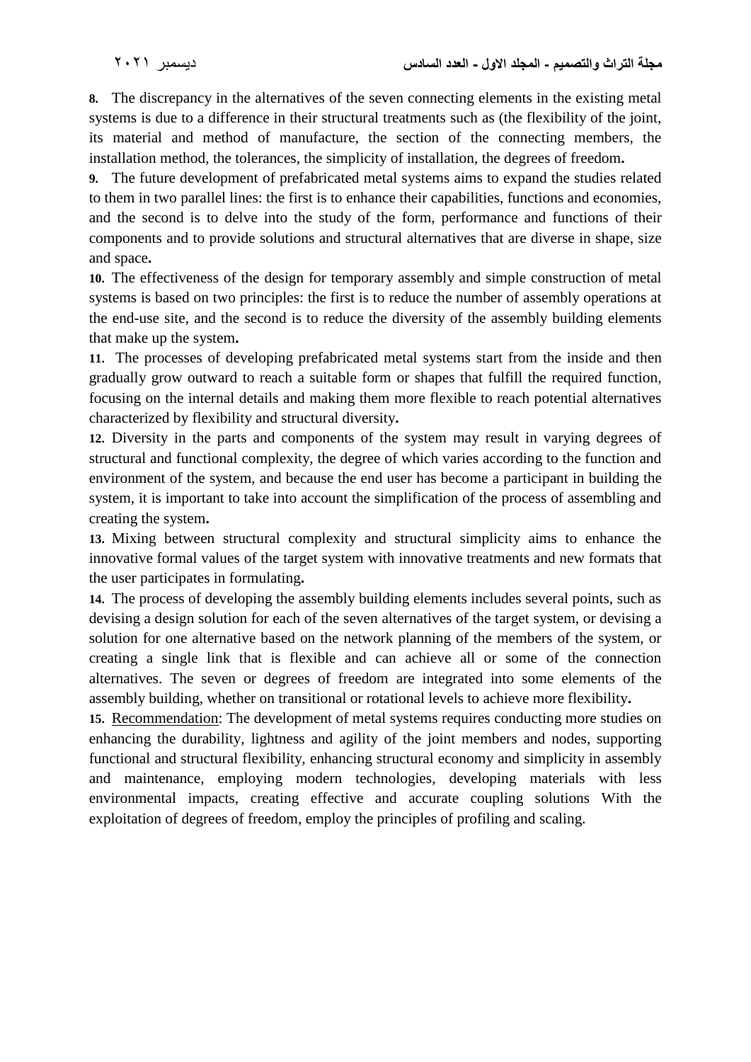**8.** The discrepancy in the alternatives of the seven connecting elements in the existing metal systems is due to a difference in their structural treatments such as (the flexibility of the joint, its material and method of manufacture, the section of the connecting members, the installation method, the tolerances, the simplicity of installation, the degrees of freedom**.**

**9.** The future development of prefabricated metal systems aims to expand the studies related to them in two parallel lines: the first is to enhance their capabilities, functions and economies, and the second is to delve into the study of the form, performance and functions of their components and to provide solutions and structural alternatives that are diverse in shape, size and space**.**

**10.** The effectiveness of the design for temporary assembly and simple construction of metal systems is based on two principles: the first is to reduce the number of assembly operations at the end-use site, and the second is to reduce the diversity of the assembly building elements that make up the system**.**

**11.** The processes of developing prefabricated metal systems start from the inside and then gradually grow outward to reach a suitable form or shapes that fulfill the required function, focusing on the internal details and making them more flexible to reach potential alternatives characterized by flexibility and structural diversity**.**

**12.** Diversity in the parts and components of the system may result in varying degrees of structural and functional complexity, the degree of which varies according to the function and environment of the system, and because the end user has become a participant in building the system, it is important to take into account the simplification of the process of assembling and creating the system**.**

**13.** Mixing between structural complexity and structural simplicity aims to enhance the innovative formal values of the target system with innovative treatments and new formats that the user participates in formulating**.**

**14.** The process of developing the assembly building elements includes several points, such as devising a design solution for each of the seven alternatives of the target system, or devising a solution for one alternative based on the network planning of the members of the system, or creating a single link that is flexible and can achieve all or some of the connection alternatives. The seven or degrees of freedom are integrated into some elements of the assembly building, whether on transitional or rotational levels to achieve more flexibility**.**

**15.** <u>Recommendation</u>: The development of metal systems requires conducting more studies on enhancing the durability, lightness and agility of the joint members and nodes, supporting functional and structural flexibility, enhancing structural economy and simplicity in assembly and maintenance, employing modern technologies, developing materials with less environmental impacts, creating effective and accurate coupling solutions With the exploitation of degrees of freedom, employ the principles of profiling and scaling.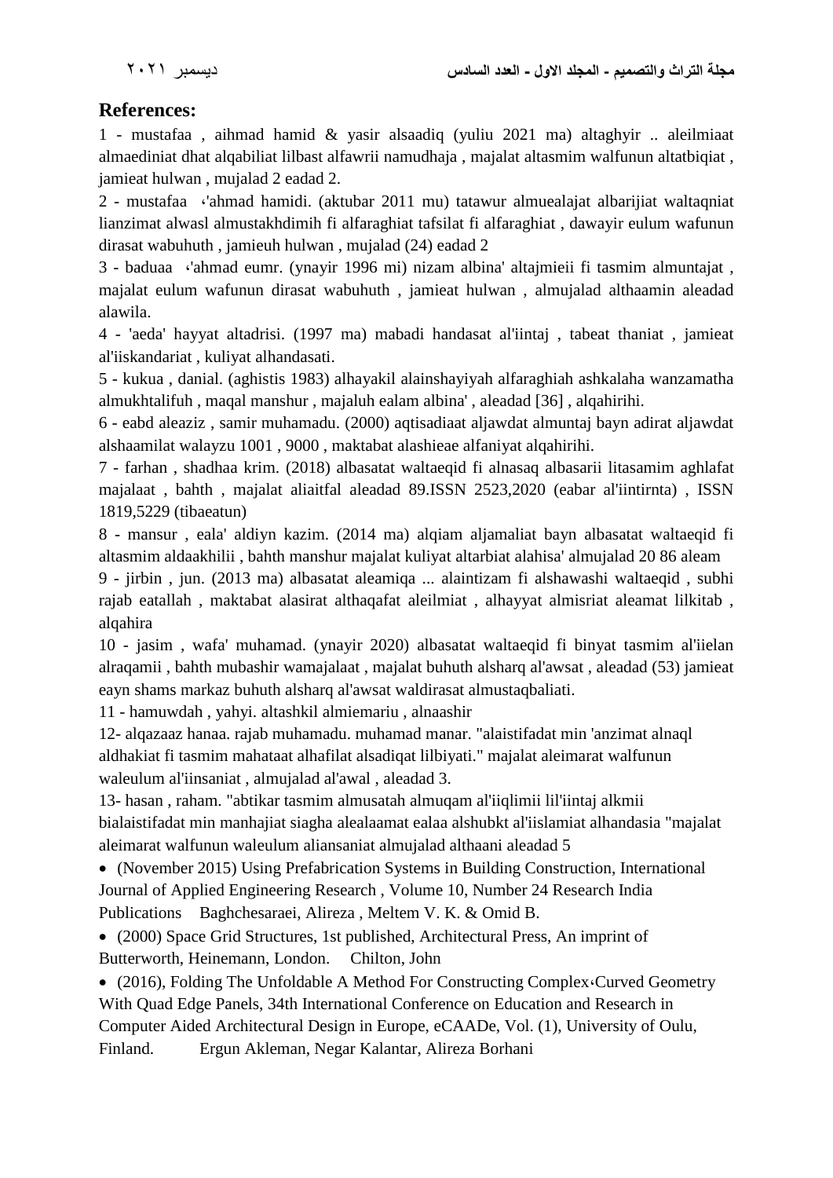## References:

1 - mustafaa , aihmad hamid & yasir alsaadiq (yuliu 2021 ma) altaghyir .. aleilmiaat almaediniat dhat alqabiliat lilbast alfawrii namudhaja , majalat altasmim walfunun altatbiqiat , jamieat hulwan , mujalad 2 eadad 2.

2 - mustafaa ،'ahmad hamidi. (aktubar 2011 mu) tatawur almuealajat albarijiat waltaqniat lianzimat alwasl almustakhdimih fi alfaraghiat tafsilat fi alfaraghiat , dawayir eulum wafunun dirasat wabuhuth , jamieuh hulwan , mujalad (24) eadad 2

3 - baduaa ،'ahmad eumr. (ynayir 1996 mi) nizam albina' altajmieii fi tasmim almuntajat , majalat eulum wafunun dirasat wabuhuth , jamieat hulwan , almujalad althaamin aleadad alawila.

4 - 'aeda' hayyat altadrisi. (1997 ma) mabadi handasat al'iintaj , tabeat thaniat , jamieat al'iiskandariat , kuliyat alhandasati.

5 - kukua , danial. (aghistis 1983) alhayakil alainshayiyah alfaraghiah ashkalaha wanzamatha almukhtalifuh , maqal manshur , majaluh ealam albina' , aleadad [36] , alqahirihi.

6 - eabd aleaziz , samir muhamadu. (2000) aqtisadiaat aljawdat almuntaj bayn adirat aljawdat alshaamilat walayzu 1001 , 9000 , maktabat alashieae alfaniyat alqahirihi.

7 - farhan , shadhaa krim. (2018) albasatat waltaeqid fi alnasaq albasarii litasamim aghlafat majalaat , bahth , majalat aliaitfal aleadad 89.ISSN 2523,2020 (eabar al'iintirnta) , ISSN 1819,5229 (tibaeatun)

8 - mansur , eala' aldiyn kazim. (2014 ma) alqiam aljamaliat bayn albasatat waltaeqid fi altasmim aldaakhilii , bahth manshur majalat kuliyat altarbiat alahisa' almujalad 20 86 aleam

9 - jirbin , jun. (2013 ma) albasatat aleamiqa ... alaintizam fi alshawashi waltaeqid , subhi rajab eatallah , maktabat alasirat althaqafat aleilmiat , alhayyat almisriat aleamat lilkitab , alqahira

10 - jasim , wafa' muhamad. (ynayir 2020) albasatat waltaeqid fi binyat tasmim al'iielan alraqamii , bahth mubashir wamajalaat , majalat buhuth alsharq al'awsat , aleadad (53) jamieat eayn shams markaz buhuth alsharq al'awsat waldirasat almustaqbaliati.

11 - hamuwdah , yahyi. altashkil almiemariu , alnaashir

12- alqazaaz hanaa. rajab muhamadu. muhamad manar. "alaistifadat min 'anzimat alnaql aldhakiat fi tasmim mahataat alhafilat alsadiqat lilbiyati." majalat aleimarat walfunun waleulum al'iinsaniat , almujalad al'awal , aleadad 3.

13- hasan , raham. "abtikar tasmim almusatah almuqam al'iiqlimii lil'iintaj alkmii bialaistifadat min manhajiat siagha alealaamat ealaa alshubkt al'iislamiat alhandasia "majalat aleimarat walfunun waleulum aliansaniat almujalad althaani aleadad 5

- (November 2015) Using Prefabrication Systems in Building Construction, International Journal of Applied Engineering Research , Volume 10, Number 24 Research India Publications Baghchesaraei, Alireza , Meltem V. K. & Omid B.
- (2000) Space Grid Structures, 1st published, Architectural Press, An imprint of Butterworth, Heinemann, London. Chilton, John
- (2016), Folding The Unfoldable A Method For Constructing Complex،Curved Geometry With Quad Edge Panels, 34th International Conference on Education and Research in Computer Aided Architectural Design in Europe, eCAADe, Vol. (1), University of Oulu, Finland. Ergun Akleman, Negar Kalantar, Alireza Borhani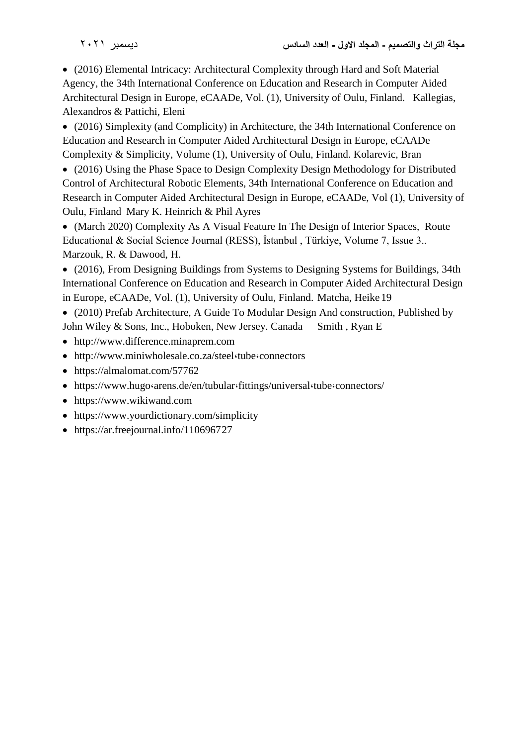- (2016) Elemental Intricacy: Architectural Complexity through Hard and Soft Material Agency, the 34th International Conference on Education and Research in Computer Aided Architectural Design in Europe, eCAADe, Vol. (1), University of Oulu, Finland. Kallegias, Alexandros & Pattichi, Eleni
- (2016) Simplexity (and Complicity) in Architecture, the 34th International Conference on Education and Research in Computer Aided Architectural Design in Europe, eCAADe Complexity & Simplicity, Volume (1), University of Oulu, Finland. Kolarevic, Bran
- (2016) Using the Phase Space to Design Complexity Design Methodology for Distributed Control of Architectural Robotic Elements, 34th International Conference on Education and Research in Computer Aided Architectural Design in Europe, eCAADe, Vol (1), University of Oulu, Finland Mary K. Heinrich & Phil Ayres
- (March 2020) Complexity As A Visual Feature In The Design of Interior Spaces, Route Educational & Social Science Journal (RESS), İstanbul , Türkiye, Volume 7, Issue 3.. Marzouk, R. & Dawood, H.
- (2016), From Designing Buildings from Systems to Designing Systems for Buildings, 34th International Conference on Education and Research in Computer Aided Architectural Design in Europe, eCAADe, Vol. (1), University of Oulu, Finland. Matcha, Heike 19
- (2010) Prefab Architecture, A Guide To Modular Design And construction, Published by John Wiley & Sons, Inc., Hoboken, New Jersey. Canada Smith , Ryan E
- http://www.difference.minaprem.com
- http://www.miniwholesale.co.za/steel،tube،connectors
- https://almalomat.com/57762
- https://www.hugo،arens.de/en/tubular،fittings/universal،tube،connectors/
- https://www.wikiwand.com
- https://www.yourdictionary.com/simplicity
- https://ar.freejournal.info/110696727